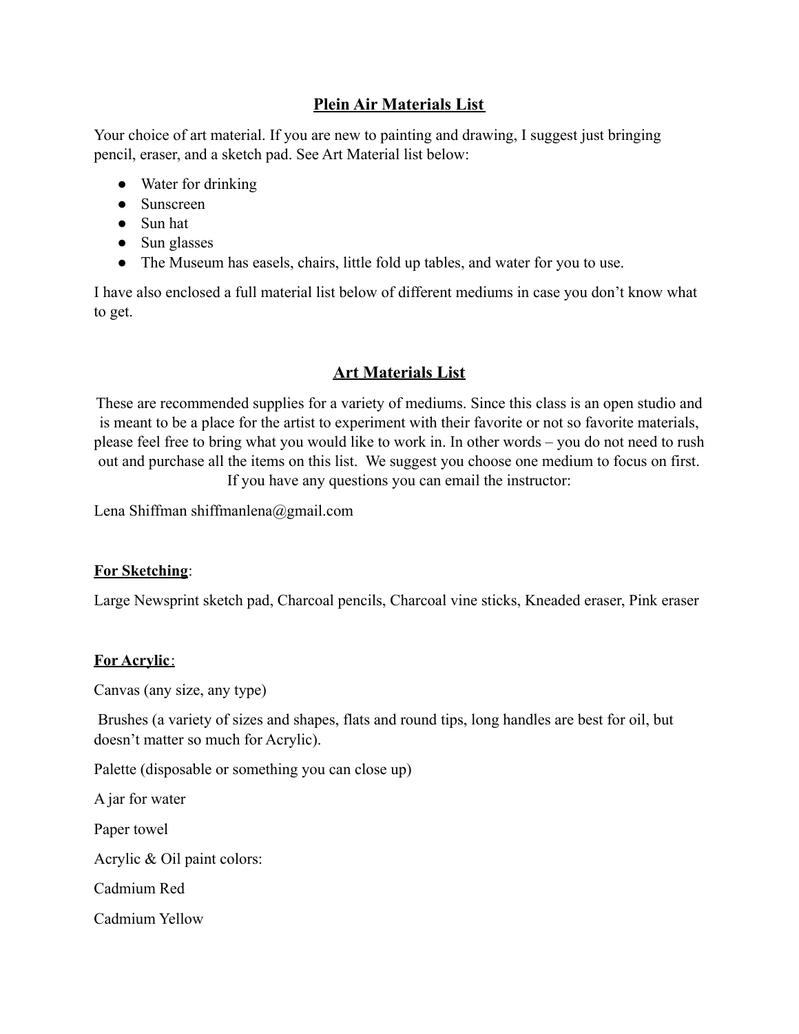## Plein Air Materials List

Your choice of art material. If you are new to painting and drawing, I suggest just bringing pencil, eraser, and a sketch pad. See Art Material list below:

- Water for drinking
- Sunscreen
- Sun hat
- Sun glasses
- The Museum has easels, chairs, little fold up tables, and water for you to use.

I have also enclosed a full material list below of different mediums in case you don't know what to get.

## Art Materials List

These are recommended supplies for a variety of mediums. Since this class is an open studio and is meant to be a place for the artist to experiment with their favorite or not so favorite materials, please feel free to bring what you would like to work in. In other words – you do not need to rush out and purchase all the items on this list. We suggest you choose one medium to focus on first. If you have any questions you can email the instructor:

Lena Shiffman shiffmanlena@gmail.com

**For Sketching**:

Large Newsprint sketch pad, Charcoal pencils, Charcoal vine sticks, Kneaded eraser, Pink eraser

**For Acrylic**:

Canvas (any size, any type)

Brushes (a variety of sizes and shapes, flats and round tips, long handles are best for oil, but doesn't matter so much for Acrylic).

Palette (disposable or something you can close up)

A jar for water

Paper towel

Acrylic & Oil paint colors:

Cadmium Red

Cadmium Yellow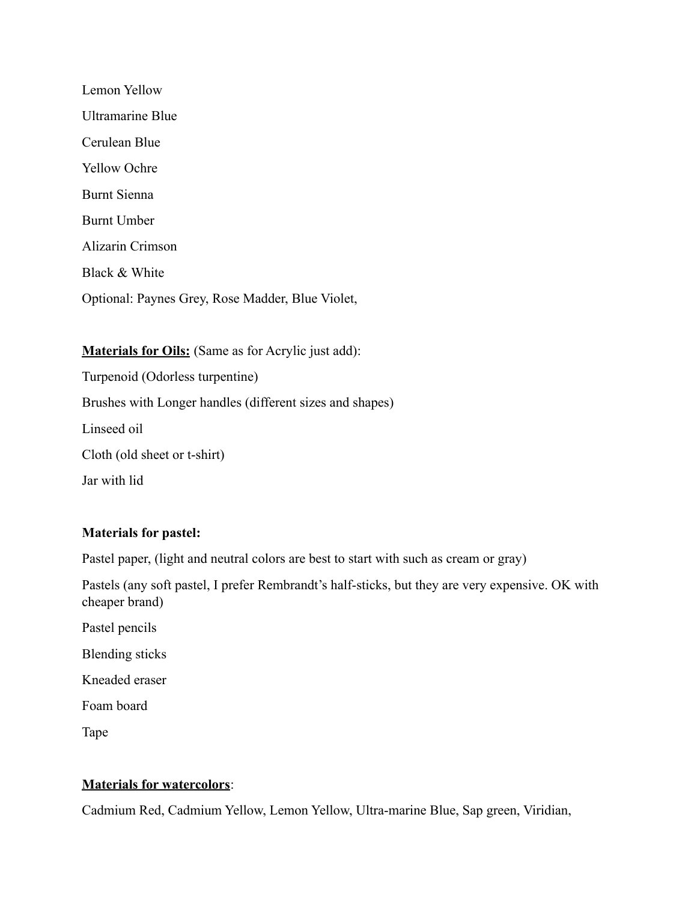Lemon Yellow

Ultramarine Blue

Cerulean Blue

Yellow Ochre

Burnt Sienna

Burnt Umber

Alizarin Crimson

Black & White

Optional: Paynes Grey, Rose Madder, Blue Violet,

**<u>Materials for Oils:</u>** (Same as for Acrylic just add):

Turpenoid (Odorless turpentine)

Brushes with Longer handles (different sizes and shapes)

Linseed oil

Cloth (old sheet or t-shirt)

Jar with lid

**Materials for pastel:**

Pastel paper, (light and neutral colors are best to start with such as cream or gray)

Pastels (any soft pastel, I prefer Rembrandt's half-sticks, but they are very expensive. OK with cheaper brand)

Pastel pencils

Blending sticks

Kneaded eraser

Foam board

Tape

**<u>Materials for watercolors</u>**:

Cadmium Red, Cadmium Yellow, Lemon Yellow, Ultra-marine Blue, Sap green, Viridian,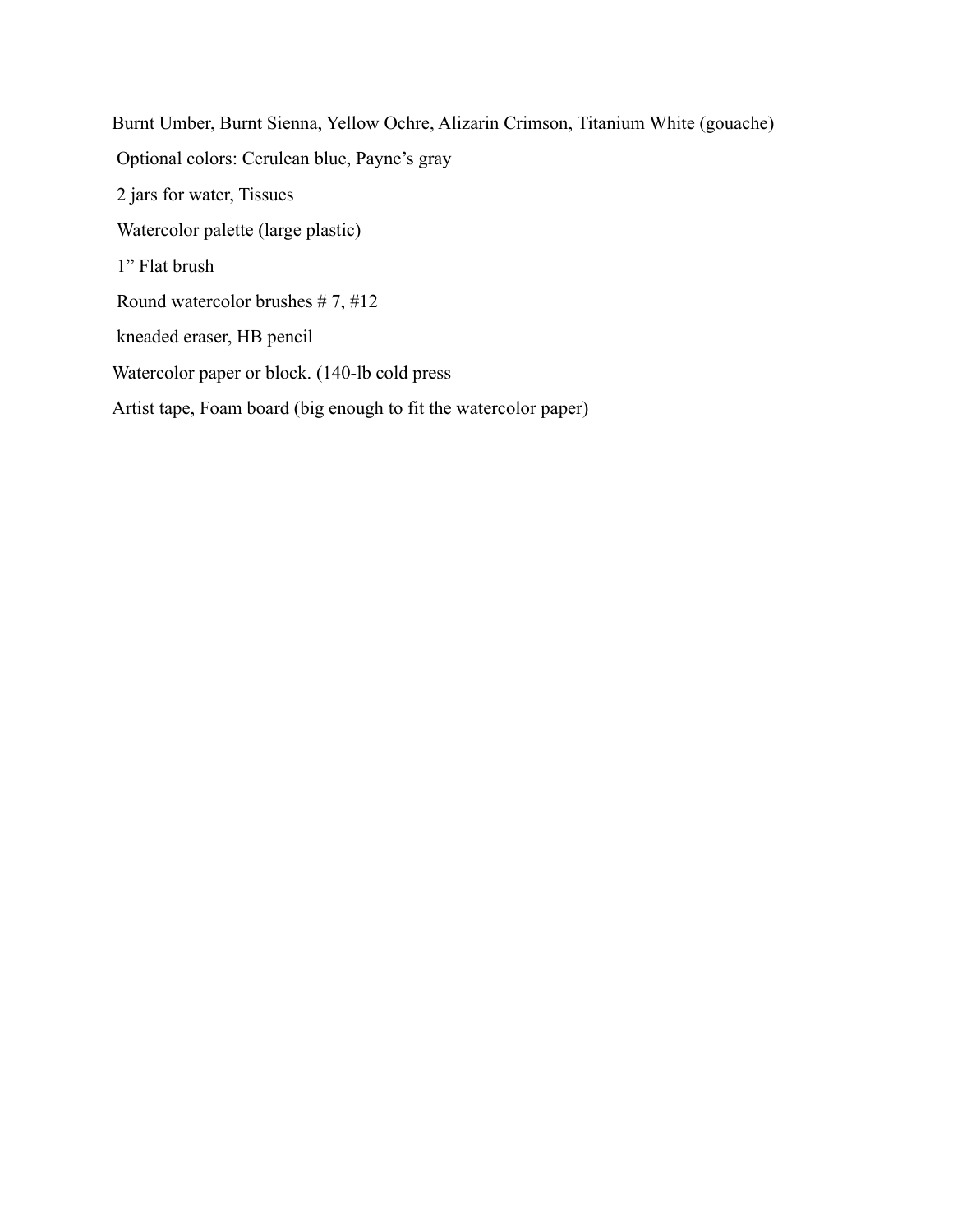Burnt Umber, Burnt Sienna, Yellow Ochre, Alizarin Crimson, Titanium White (gouache)

Optional colors: Cerulean blue, Payne's gray

2 jars for water, Tissues

Watercolor palette (large plastic)

1" Flat brush

Round watercolor brushes # 7, #12

kneaded eraser, HB pencil

Watercolor paper or block. (140-lb cold press

Artist tape, Foam board (big enough to fit the watercolor paper)